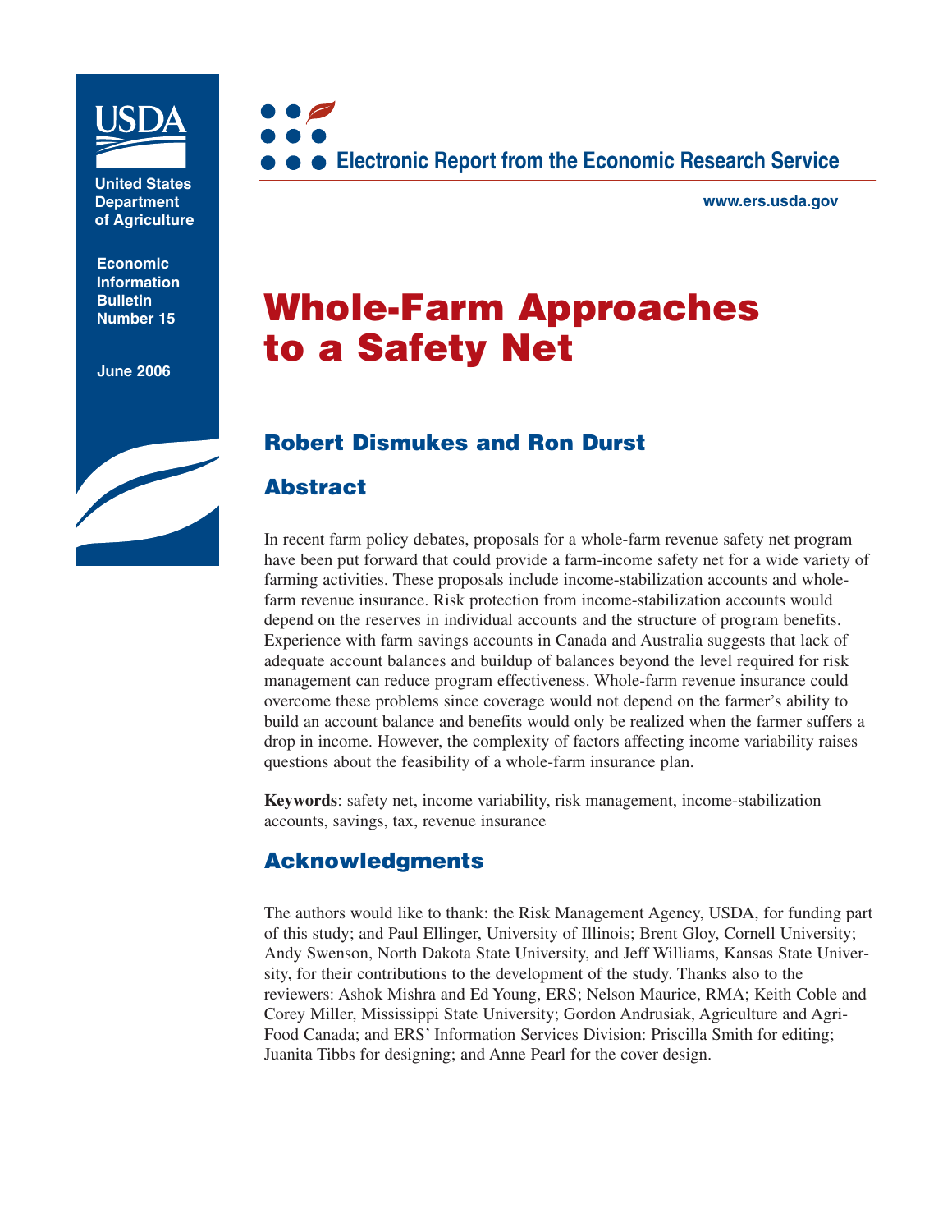United States Department of Agriculture

Economic Information Bulletin Number 15

June 2006

Electronic Report from the Economic Research Service

www.ers.usda.gov

# Whole-Farm Approaches to a Safety Net

## Robert Dismukes and Ron Durst

## Abstract

In recent farm policy debates, proposals for a whole-farm revenue safety net program have been put forward that could provide a farm-income safety net for a wide variety of farming activities. These proposals include income-stabilization accounts and whole-farm revenue insurance. Risk protection from income-stabilization accounts would depend on the reserves in individual accounts and the structure of program benefits. Experience with farm savings accounts in Canada and Australia suggests that lack of adequate account balances and buildup of balances beyond the level required for risk management can reduce program effectiveness. Whole-farm revenue insurance could overcome these problems since coverage would not depend on the farmer's ability to build an account balance and benefits would only be realized when the farmer suffers a drop in income. However, the complexity of factors affecting income variability raises questions about the feasibility of a whole-farm insurance plan.

**Keywords**: safety net, income variability, risk management, income-stabilization accounts, savings, tax, revenue insurance

## Acknowledgments

The authors would like to thank: the Risk Management Agency, USDA, for funding part of this study; and Paul Ellinger, University of Illinois; Brent Gloy, Cornell University; Andy Swenson, North Dakota State University, and Jeff Williams, Kansas State University, for their contributions to the development of the study. Thanks also to the reviewers: Ashok Mishra and Ed Young, ERS; Nelson Maurice, RMA; Keith Coble and Corey Miller, Mississippi State University; Gordon Andrusiak, Agriculture and Agri-Food Canada; and ERS' Information Services Division: Priscilla Smith for editing; Juanita Tibbs for designing; and Anne Pearl for the cover design.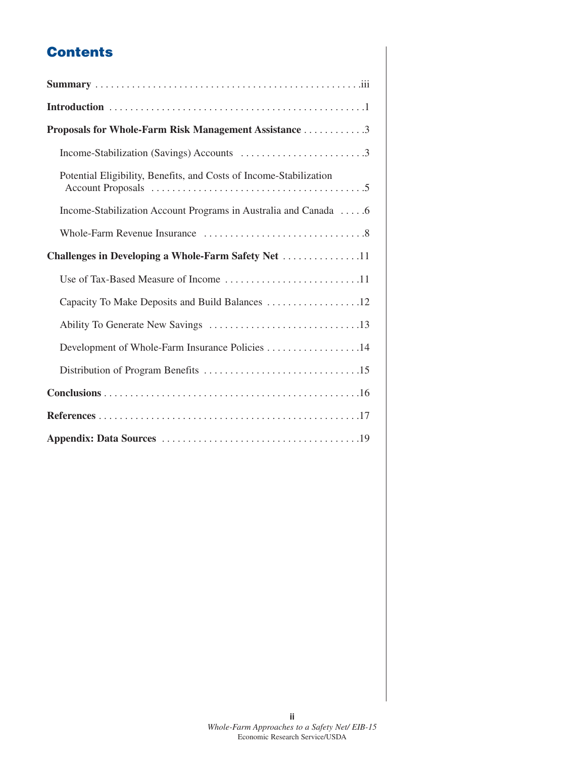## Contents

**Summary** . . . . . . . . . . . . . . . . . . . . . . . . . . . . . . . . . . . . . . . . . . . . . . . . .iii

**Introduction** . . . . . . . . . . . . . . . . . . . . . . . . . . . . . . . . . . . . . . . . . . . . . . . . .1

**Proposals for Whole-Farm Risk Management Assistance** . . . . . . . . . . . .3

- Income-Stabilization (Savings) Accounts . . . . . . . . . . . . . . . . . . . . . . . .3
- Potential Eligibility, Benefits, and Costs of Income-Stabilization Account Proposals . . . . . . . . . . . . . . . . . . . . . . . . . . . . . . . . . . . . . . .5
- Income-Stabilization Account Programs in Australia and Canada . . . . .6
- Whole-Farm Revenue Insurance . . . . . . . . . . . . . . . . . . . . . . . . . . . . . . .8

**Challenges in Developing a Whole-Farm Safety Net** . . . . . . . . . . . . . . .11

- Use of Tax-Based Measure of Income . . . . . . . . . . . . . . . . . . . . . . . . . .11
- Capacity To Make Deposits and Build Balances . . . . . . . . . . . . . . . . . .12
- Ability To Generate New Savings . . . . . . . . . . . . . . . . . . . . . . . . . . . . .13
- Development of Whole-Farm Insurance Policies . . . . . . . . . . . . . . . . . .14
- Distribution of Program Benefits . . . . . . . . . . . . . . . . . . . . . . . . . . . . . .15

**Conclusions** . . . . . . . . . . . . . . . . . . . . . . . . . . . . . . . . . . . . . . . . . . . . . . . . .16

**References** . . . . . . . . . . . . . . . . . . . . . . . . . . . . . . . . . . . . . . . . . . . . . . . . . .17

**Appendix: Data Sources** . . . . . . . . . . . . . . . . . . . . . . . . . . . . . . . . . . . . . .19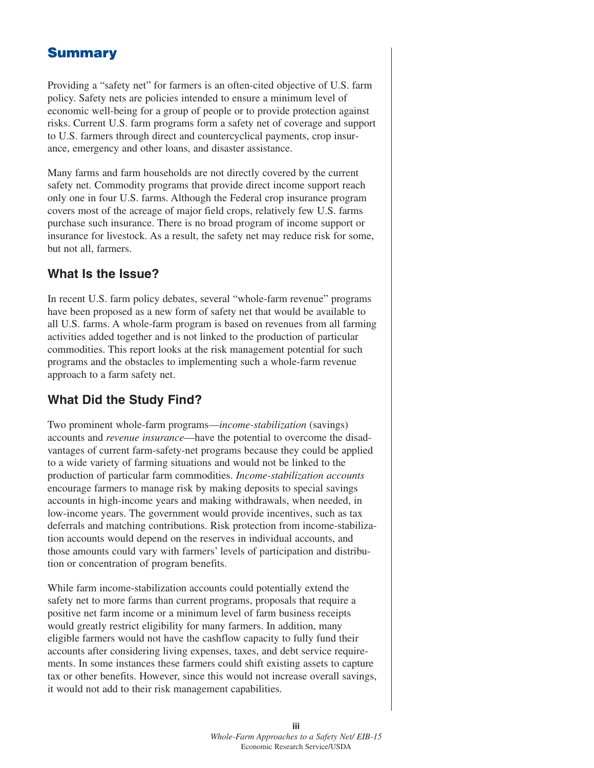# Summary

Providing a "safety net" for farmers is an often-cited objective of U.S. farm policy. Safety nets are policies intended to ensure a minimum level of economic well-being for a group of people or to provide protection against risks. Current U.S. farm programs form a safety net of coverage and support to U.S. farmers through direct and countercyclical payments, crop insurance, emergency and other loans, and disaster assistance.

Many farms and farm households are not directly covered by the current safety net. Commodity programs that provide direct income support reach only one in four U.S. farms. Although the Federal crop insurance program covers most of the acreage of major field crops, relatively few U.S. farms purchase such insurance. There is no broad program of income support or insurance for livestock. As a result, the safety net may reduce risk for some, but not all, farmers.

## What Is the Issue?

In recent U.S. farm policy debates, several "whole-farm revenue" programs have been proposed as a new form of safety net that would be available to all U.S. farms. A whole-farm program is based on revenues from all farming activities added together and is not linked to the production of particular commodities. This report looks at the risk management potential for such programs and the obstacles to implementing such a whole-farm revenue approach to a farm safety net.

## What Did the Study Find?

Two prominent whole-farm programs—*income-stabilization* (savings) accounts and *revenue insurance*—have the potential to overcome the disadvantages of current farm-safety-net programs because they could be applied to a wide variety of farming situations and would not be linked to the production of particular farm commodities. *Income-stabilization accounts* encourage farmers to manage risk by making deposits to special savings accounts in high-income years and making withdrawals, when needed, in low-income years. The government would provide incentives, such as tax deferrals and matching contributions. Risk protection from income-stabilization accounts would depend on the reserves in individual accounts, and those amounts could vary with farmers' levels of participation and distribution or concentration of program benefits.

While farm income-stabilization accounts could potentially extend the safety net to more farms than current programs, proposals that require a positive net farm income or a minimum level of farm business receipts would greatly restrict eligibility for many farmers. In addition, many eligible farmers would not have the cashflow capacity to fully fund their accounts after considering living expenses, taxes, and debt service requirements. In some instances these farmers could shift existing assets to capture tax or other benefits. However, since this would not increase overall savings, it would not add to their risk management capabilities.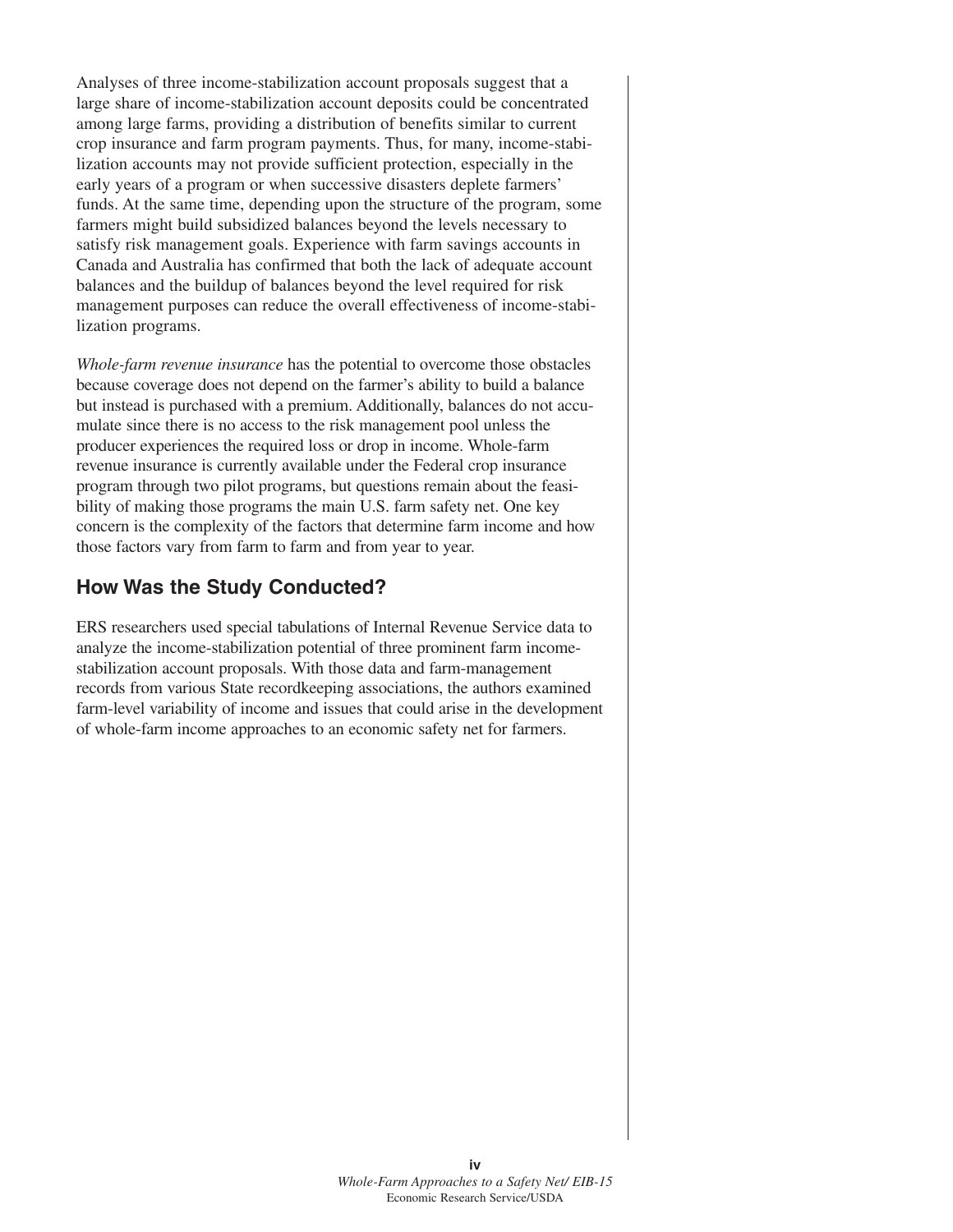Analyses of three income-stabilization account proposals suggest that a large share of income-stabilization account deposits could be concentrated among large farms, providing a distribution of benefits similar to current crop insurance and farm program payments. Thus, for many, income-stabilization accounts may not provide sufficient protection, especially in the early years of a program or when successive disasters deplete farmers' funds. At the same time, depending upon the structure of the program, some farmers might build subsidized balances beyond the levels necessary to satisfy risk management goals. Experience with farm savings accounts in Canada and Australia has confirmed that both the lack of adequate account balances and the buildup of balances beyond the level required for risk management purposes can reduce the overall effectiveness of income-stabilization programs.

*Whole-farm revenue insurance* has the potential to overcome those obstacles because coverage does not depend on the farmer's ability to build a balance but instead is purchased with a premium. Additionally, balances do not accumulate since there is no access to the risk management pool unless the producer experiences the required loss or drop in income. Whole-farm revenue insurance is currently available under the Federal crop insurance program through two pilot programs, but questions remain about the feasibility of making those programs the main U.S. farm safety net. One key concern is the complexity of the factors that determine farm income and how those factors vary from farm to farm and from year to year.

## How Was the Study Conducted?

ERS researchers used special tabulations of Internal Revenue Service data to analyze the income-stabilization potential of three prominent farm income-stabilization account proposals. With those data and farm-management records from various State recordkeeping associations, the authors examined farm-level variability of income and issues that could arise in the development of whole-farm income approaches to an economic safety net for farmers.